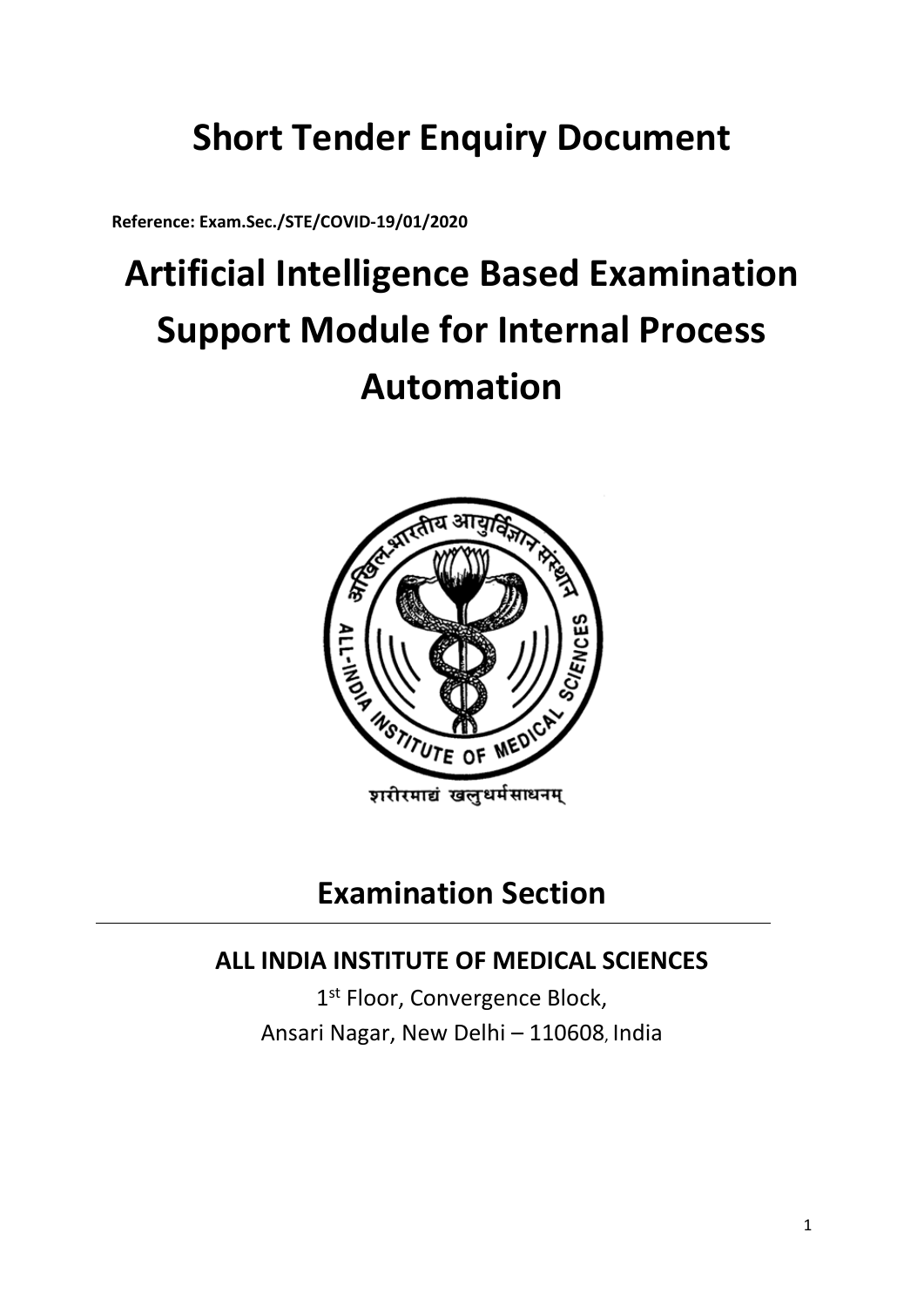# Short Tender Enquiry Document

**Reference: Exam.Sec./STE/COVID-19/01/2020**

# Artificial Intelligence Based Examination Support Module for Internal Process Automation

शरीरमाद्यं खलुधर्मसाधनम्

## Examination Section

**ALL INDIA INSTITUTE OF MEDICAL SCIENCES**

1st Floor, Convergence Block,
Ansari Nagar, New Delhi – 110608, India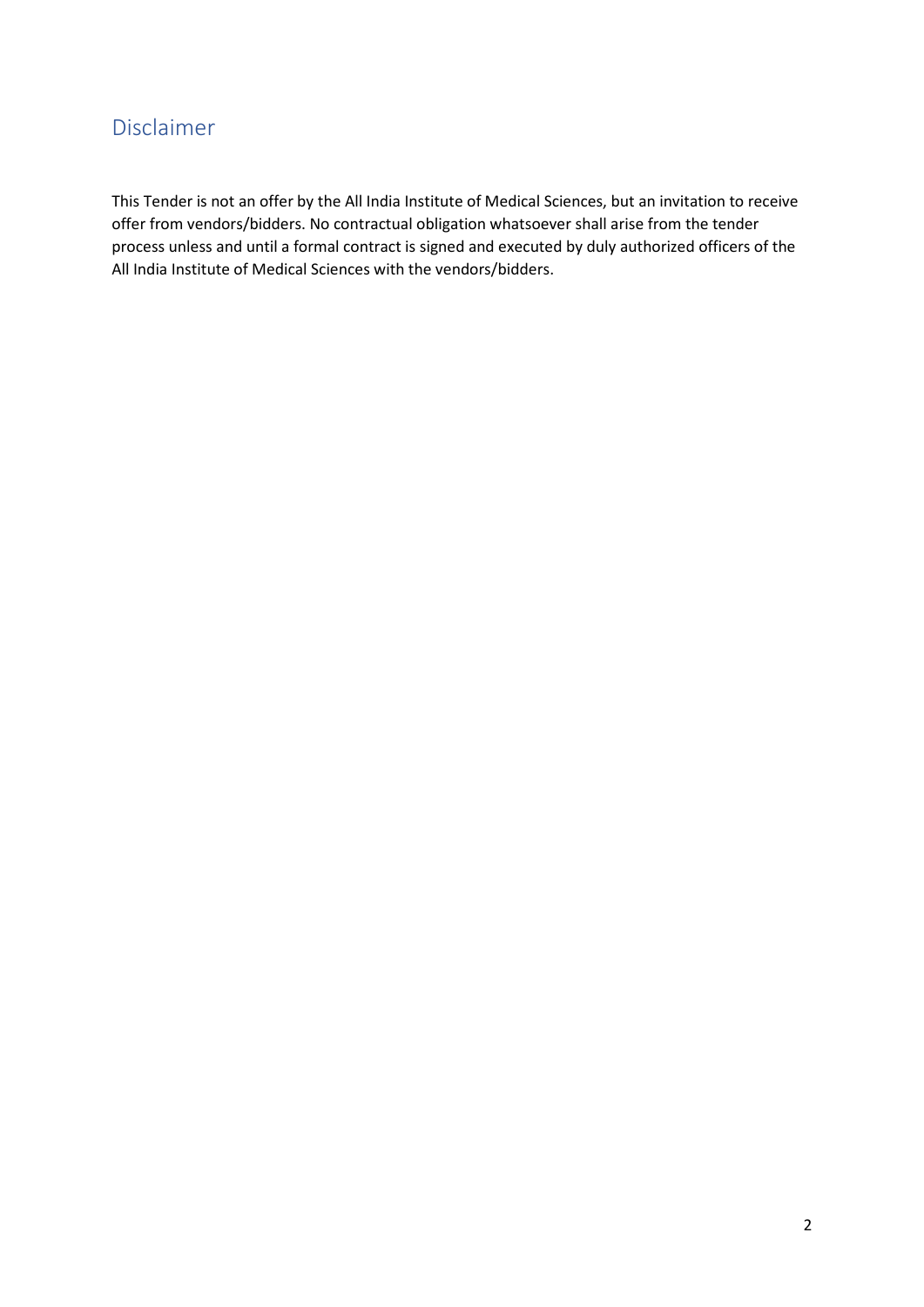## Disclaimer

This Tender is not an offer by the All India Institute of Medical Sciences, but an invitation to receive offer from vendors/bidders. No contractual obligation whatsoever shall arise from the tender process unless and until a formal contract is signed and executed by duly authorized officers of the All India Institute of Medical Sciences with the vendors/bidders.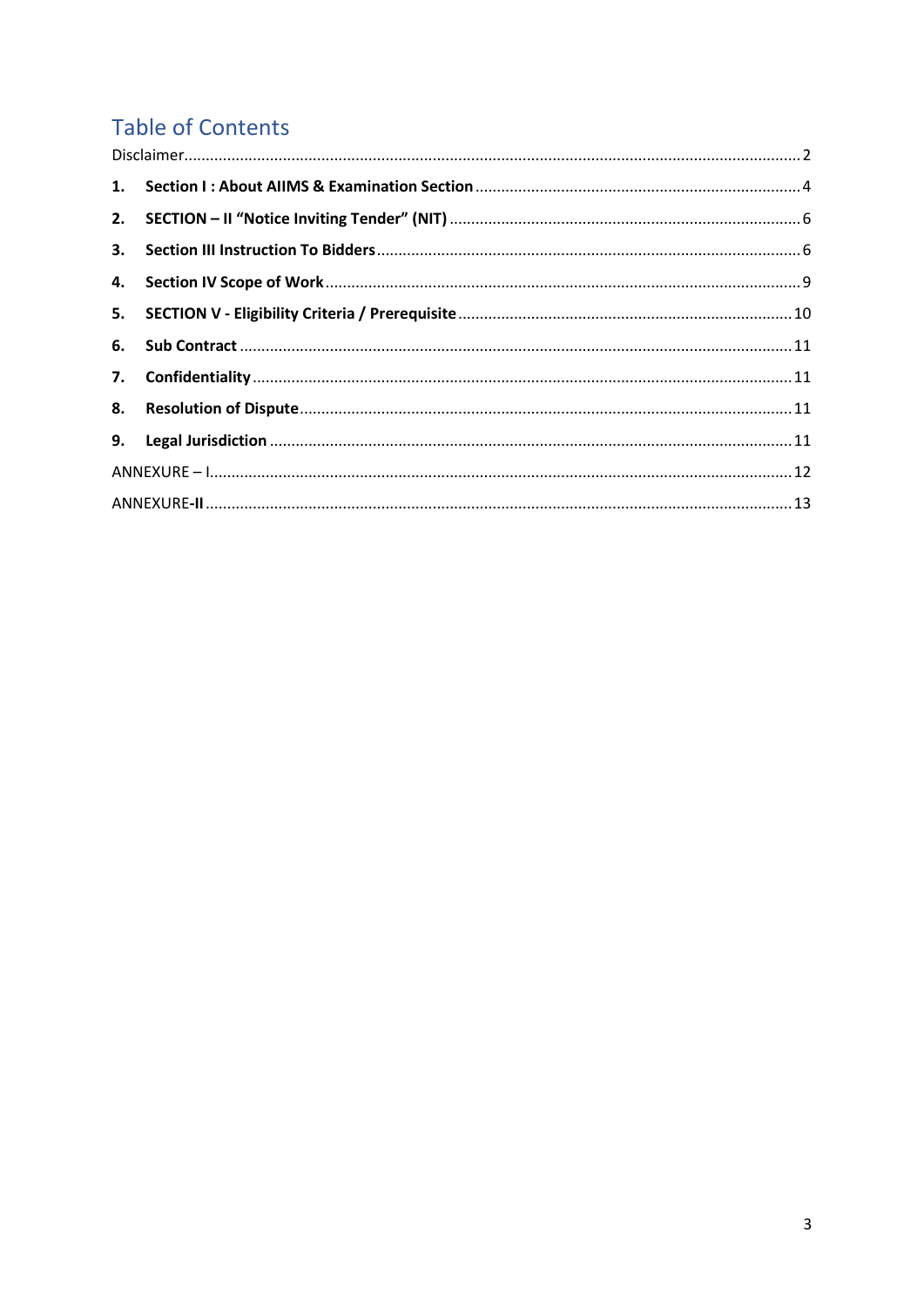# Table of Contents

Disclaimer.......................................................................................................................................2

1. **Section I : About AIIMS & Examination Section**.....................................................................4
2. **SECTION – II "Notice Inviting Tender" (NIT)**...........................................................................6
3. **Section III Instruction To Bidders**............................................................................................6
4. **Section IV Scope of Work**.......................................................................................................9
5. **SECTION V - Eligibility Criteria / Prerequisite**.......................................................................10
6. **Sub Contract**.........................................................................................................................11
7. **Confidentiality**......................................................................................................................11
8. **Resolution of Dispute**...........................................................................................................11
9. **Legal Jurisdiction**..................................................................................................................11

ANNEXURE – I.................................................................................................................................12

ANNEXURE-**II**.................................................................................................................................13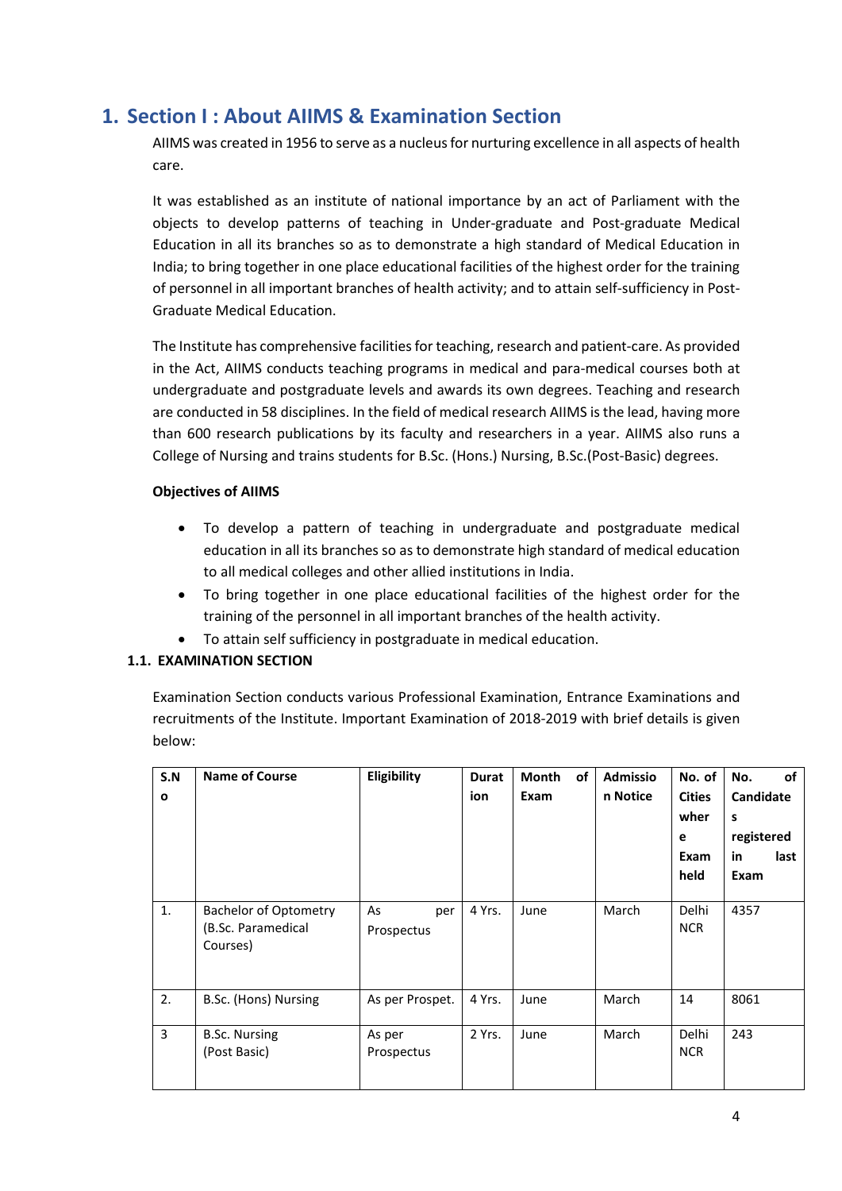# 1. Section I : About AIIMS & Examination Section

AIIMS was created in 1956 to serve as a nucleus for nurturing excellence in all aspects of health care.

It was established as an institute of national importance by an act of Parliament with the objects to develop patterns of teaching in Under-graduate and Post-graduate Medical Education in all its branches so as to demonstrate a high standard of Medical Education in India; to bring together in one place educational facilities of the highest order for the training of personnel in all important branches of health activity; and to attain self-sufficiency in Post-Graduate Medical Education.

The Institute has comprehensive facilities for teaching, research and patient-care. As provided in the Act, AIIMS conducts teaching programs in medical and para-medical courses both at undergraduate and postgraduate levels and awards its own degrees. Teaching and research are conducted in 58 disciplines. In the field of medical research AIIMS is the lead, having more than 600 research publications by its faculty and researchers in a year. AIIMS also runs a College of Nursing and trains students for B.Sc. (Hons.) Nursing, B.Sc.(Post-Basic) degrees.

**Objectives of AIIMS**

- To develop a pattern of teaching in undergraduate and postgraduate medical education in all its branches so as to demonstrate high standard of medical education to all medical colleges and other allied institutions in India.
- To bring together in one place educational facilities of the highest order for the training of the personnel in all important branches of the health activity.
- To attain self sufficiency in postgraduate in medical education.

## 1.1. EXAMINATION SECTION

Examination Section conducts various Professional Examination, Entrance Examinations and recruitments of the Institute. Important Examination of 2018-2019 with brief details is given below:

| S.No | Name of Course | Eligibility | Duration | Month of Exam | Admission Notice | No. of Cities where Exam held | No. of Candidates registered in last Exam |
|---|---|---|---|---|---|---|---|
| 1. | Bachelor of Optometry (B.Sc. Paramedical Courses) | As per Prospectus | 4 Yrs. | June | March | Delhi NCR | 4357 |
| 2. | B.Sc. (Hons) Nursing | As per Prospet. | 4 Yrs. | June | March | 14 | 8061 |
| 3 | B.Sc. Nursing (Post Basic) | As per Prospectus | 2 Yrs. | June | March | Delhi NCR | 243 |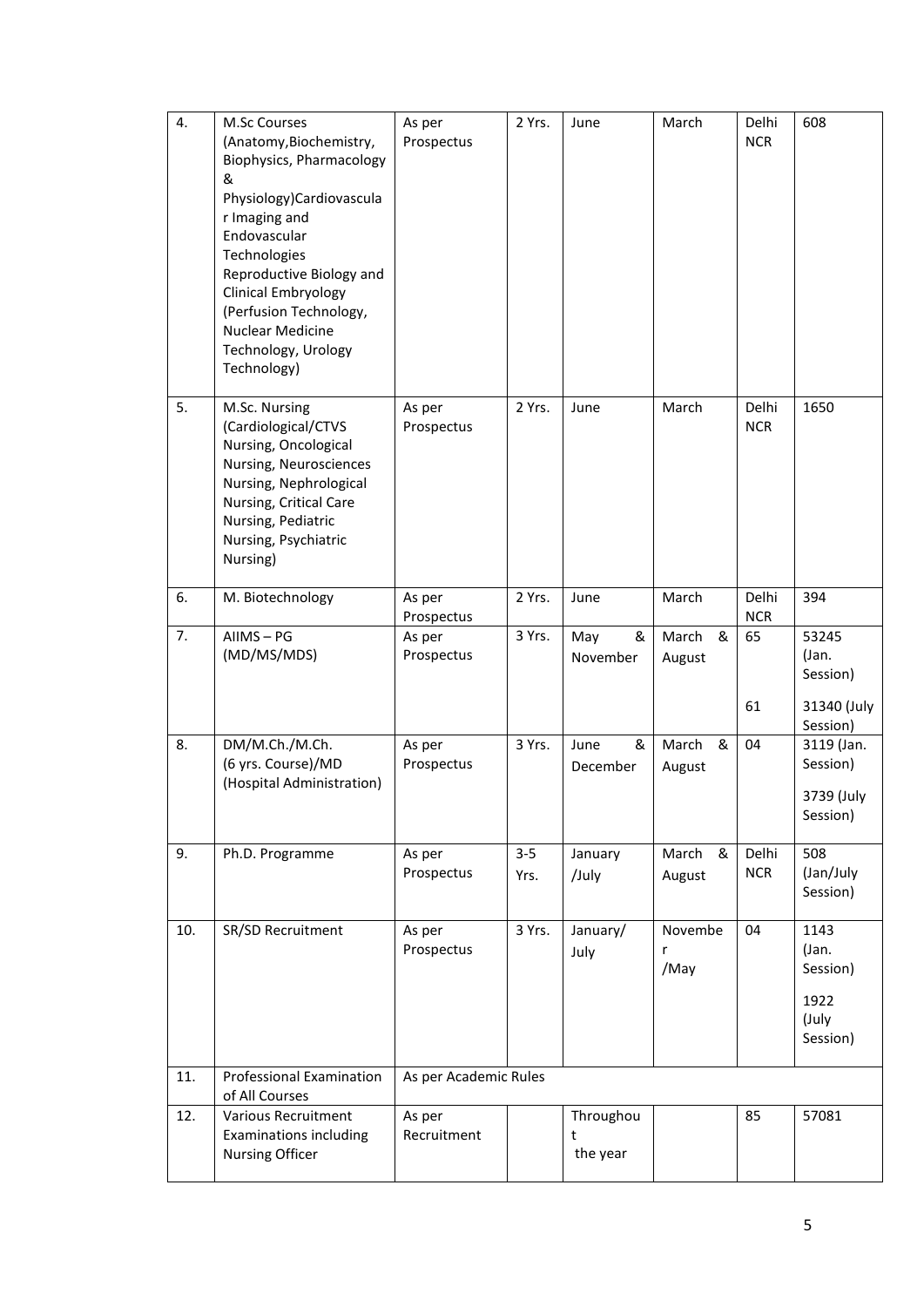| | | | | | | | |
|---|---|---|---|---|---|---|---|
| 4. | M.Sc Courses (Anatomy,Biochemistry, Biophysics, Pharmacology & Physiology)Cardiovascular Imaging and Endovascular Technologies Reproductive Biology and Clinical Embryology (Perfusion Technology, Nuclear Medicine Technology, Urology Technology) | As per Prospectus | 2 Yrs. | June | March | Delhi NCR | 608 |
| 5. | M.Sc. Nursing (Cardiological/CTVS Nursing, Oncological Nursing, Neurosciences Nursing, Nephrological Nursing, Critical Care Nursing, Pediatric Nursing, Psychiatric Nursing) | As per Prospectus | 2 Yrs. | June | March | Delhi NCR | 1650 |
| 6. | M. Biotechnology | As per Prospectus | 2 Yrs. | June | March | Delhi NCR | 394 |
| 7. | AIIMS – PG (MD/MS/MDS) | As per Prospectus | 3 Yrs. | May & November | March & August | 65<br><br>61 | 53245 (Jan. Session)<br><br>31340 (July Session) |
| 8. | DM/M.Ch./M.Ch. (6 yrs. Course)/MD (Hospital Administration) | As per Prospectus | 3 Yrs. | June & December | March & August | 04 | 3119 (Jan. Session)<br><br>3739 (July Session) |
| 9. | Ph.D. Programme | As per Prospectus | 3-5 Yrs. | January /July | March & August | Delhi NCR | 508 (Jan/July Session) |
| 10. | SR/SD Recruitment | As per Prospectus | 3 Yrs. | January/ July | November /May | 04 | 1143 (Jan. Session)<br><br>1922 (July Session) |
| 11. | Professional Examination of All Courses | As per Academic Rules | | | | | |
| 12. | Various Recruitment Examinations including Nursing Officer | As per Recruitment | | Throughout the year | | 85 | 57081 |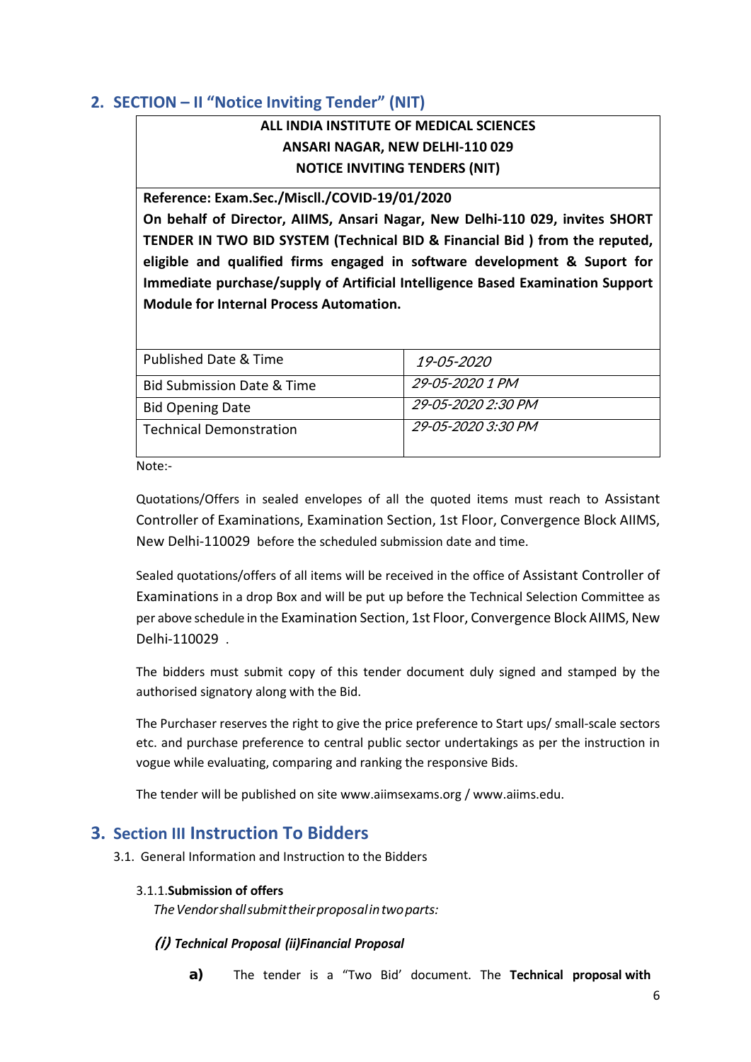## 2. SECTION – II "Notice Inviting Tender" (NIT)

**ALL INDIA INSTITUTE OF MEDICAL SCIENCES**
**ANSARI NAGAR, NEW DELHI-110 029**
**NOTICE INVITING TENDERS (NIT)**

**Reference: Exam.Sec./Miscll./COVID-19/01/2020**

**On behalf of Director, AIIMS, Ansari Nagar, New Delhi-110 029, invites SHORT TENDER IN TWO BID SYSTEM (Technical BID & Financial Bid ) from the reputed, eligible and qualified firms engaged in software development & Suport for Immediate purchase/supply of Artificial Intelligence Based Examination Support Module for Internal Process Automation.**

| | |
|---|---|
| Published Date & Time | *19-05-2020* |
| Bid Submission Date & Time | *29-05-2020 1 PM* |
| Bid Opening Date | *29-05-2020 2:30 PM* |
| Technical Demonstration | *29-05-2020 3:30 PM* |

Note:-

Quotations/Offers in sealed envelopes of all the quoted items must reach to Assistant Controller of Examinations, Examination Section, 1st Floor, Convergence Block AIIMS, New Delhi-110029 before the scheduled submission date and time.

Sealed quotations/offers of all items will be received in the office of Assistant Controller of Examinations in a drop Box and will be put up before the Technical Selection Committee as per above schedule in the Examination Section, 1st Floor, Convergence Block AIIMS, New Delhi-110029 .

The bidders must submit copy of this tender document duly signed and stamped by the authorised signatory along with the Bid.

The Purchaser reserves the right to give the price preference to Start ups/ small-scale sectors etc. and purchase preference to central public sector undertakings as per the instruction in vogue while evaluating, comparing and ranking the responsive Bids.

The tender will be published on site www.aiimsexams.org / www.aiims.edu.

## 3. Section III Instruction To Bidders

3.1. General Information and Instruction to the Bidders

3.1.1. **Submission of offers**

*The Vendor shall submit their proposal in two parts:*

***(i) Technical Proposal (ii)Financial Proposal***

**a)** The tender is a "Two Bid' document. The **Technical proposal with**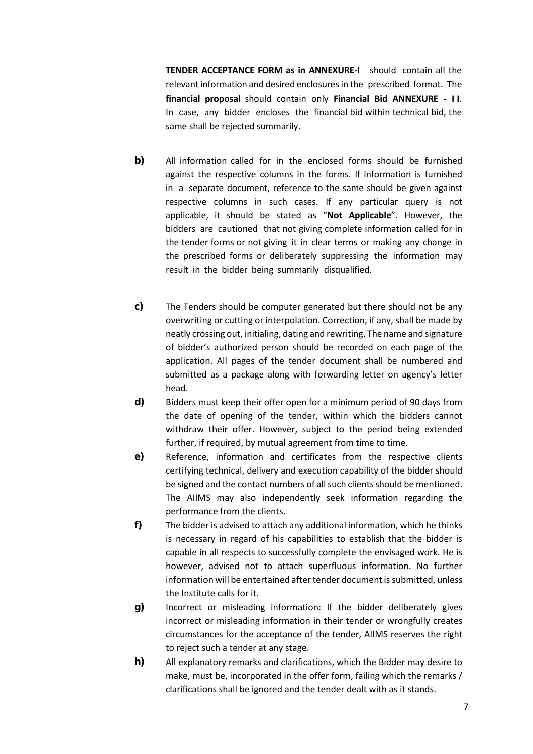**TENDER ACCEPTANCE FORM as in ANNEXURE-I** should contain all the relevant information and desired enclosures in the prescribed format. The **financial proposal** should contain only **Financial Bid ANNEXURE - I I**. In case, any bidder encloses the financial bid within technical bid, the same shall be rejected summarily.

**b)** All information called for in the enclosed forms should be furnished against the respective columns in the forms. If information is furnished in a separate document, reference to the same should be given against respective columns in such cases. If any particular query is not applicable, it should be stated as "**Not Applicable**". However, the bidders are cautioned that not giving complete information called for in the tender forms or not giving it in clear terms or making any change in the prescribed forms or deliberately suppressing the information may result in the bidder being summarily disqualified.

**c)** The Tenders should be computer generated but there should not be any overwriting or cutting or interpolation. Correction, if any, shall be made by neatly crossing out, initialing, dating and rewriting. The name and signature of bidder's authorized person should be recorded on each page of the application. All pages of the tender document shall be numbered and submitted as a package along with forwarding letter on agency's letter head.

**d)** Bidders must keep their offer open for a minimum period of 90 days from the date of opening of the tender, within which the bidders cannot withdraw their offer. However, subject to the period being extended further, if required, by mutual agreement from time to time.

**e)** Reference, information and certificates from the respective clients certifying technical, delivery and execution capability of the bidder should be signed and the contact numbers of all such clients should be mentioned. The AIIMS may also independently seek information regarding the performance from the clients.

**f)** The bidder is advised to attach any additional information, which he thinks is necessary in regard of his capabilities to establish that the bidder is capable in all respects to successfully complete the envisaged work. He is however, advised not to attach superfluous information. No further information will be entertained after tender document is submitted, unless the Institute calls for it.

**g)** Incorrect or misleading information: If the bidder deliberately gives incorrect or misleading information in their tender or wrongfully creates circumstances for the acceptance of the tender, AIIMS reserves the right to reject such a tender at any stage.

**h)** All explanatory remarks and clarifications, which the Bidder may desire to make, must be, incorporated in the offer form, failing which the remarks / clarifications shall be ignored and the tender dealt with as it stands.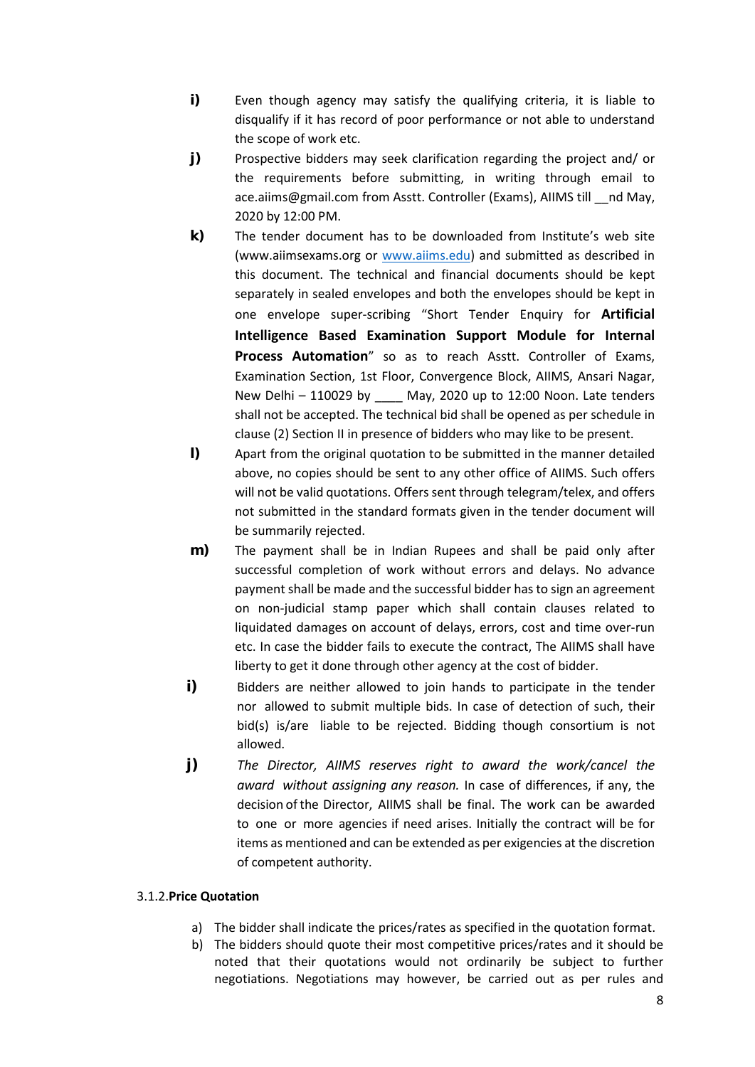**i)** Even though agency may satisfy the qualifying criteria, it is liable to disqualify if it has record of poor performance or not able to understand the scope of work etc.

**j)** Prospective bidders may seek clarification regarding the project and/ or the requirements before submitting, in writing through email to ace.aiims@gmail.com from Asstt. Controller (Exams), AIIMS till __nd May, 2020 by 12:00 PM.

**k)** The tender document has to be downloaded from Institute's web site (www.aiimsexams.org or www.aiims.edu) and submitted as described in this document. The technical and financial documents should be kept separately in sealed envelopes and both the envelopes should be kept in one envelope super-scribing "Short Tender Enquiry for **Artificial Intelligence Based Examination Support Module for Internal Process Automation**" so as to reach Asstt. Controller of Exams, Examination Section, 1st Floor, Convergence Block, AIIMS, Ansari Nagar, New Delhi – 110029 by ____ May, 2020 up to 12:00 Noon. Late tenders shall not be accepted. The technical bid shall be opened as per schedule in clause (2) Section II in presence of bidders who may like to be present.

**l)** Apart from the original quotation to be submitted in the manner detailed above, no copies should be sent to any other office of AIIMS. Such offers will not be valid quotations. Offers sent through telegram/telex, and offers not submitted in the standard formats given in the tender document will be summarily rejected.

**m)** The payment shall be in Indian Rupees and shall be paid only after successful completion of work without errors and delays. No advance payment shall be made and the successful bidder has to sign an agreement on non-judicial stamp paper which shall contain clauses related to liquidated damages on account of delays, errors, cost and time over-run etc. In case the bidder fails to execute the contract, The AIIMS shall have liberty to get it done through other agency at the cost of bidder.

**i)** Bidders are neither allowed to join hands to participate in the tender nor allowed to submit multiple bids. In case of detection of such, their bid(s) is/are liable to be rejected. Bidding though consortium is not allowed.

**j)** *The Director, AIIMS reserves right to award the work/cancel the award without assigning any reason.* In case of differences, if any, the decision of the Director, AIIMS shall be final. The work can be awarded to one or more agencies if need arises. Initially the contract will be for items as mentioned and can be extended as per exigencies at the discretion of competent authority.

### 3.1.2. **Price Quotation**

a) The bidder shall indicate the prices/rates as specified in the quotation format.
b) The bidders should quote their most competitive prices/rates and it should be noted that their quotations would not ordinarily be subject to further negotiations. Negotiations may however, be carried out as per rules and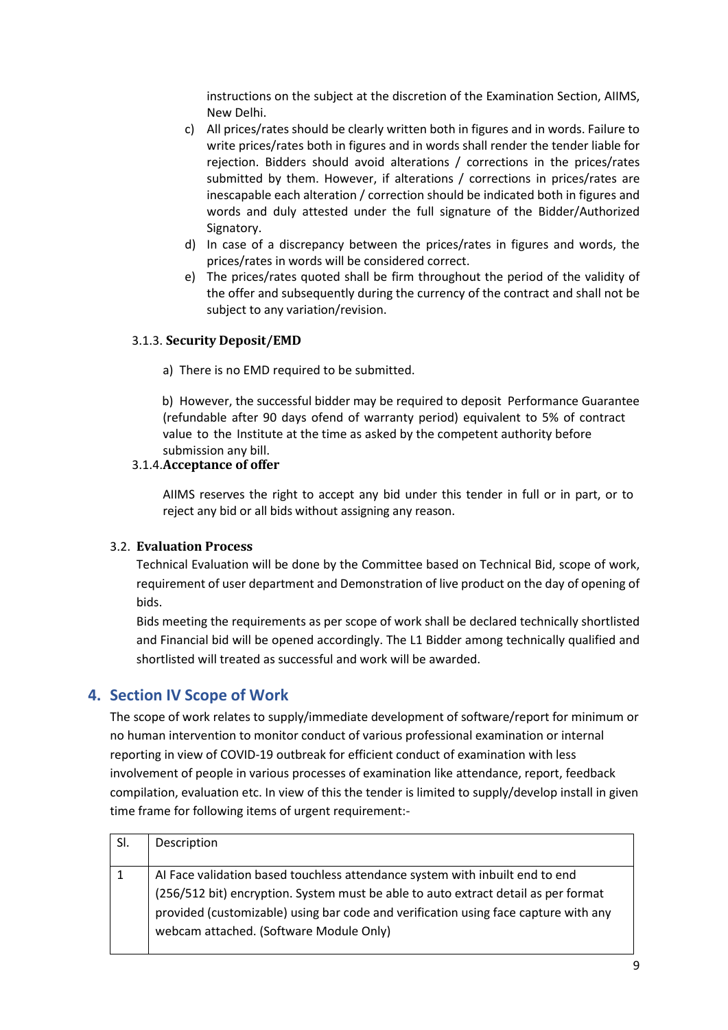instructions on the subject at the discretion of the Examination Section, AIIMS, New Delhi.

c) All prices/rates should be clearly written both in figures and in words. Failure to write prices/rates both in figures and in words shall render the tender liable for rejection. Bidders should avoid alterations / corrections in the prices/rates submitted by them. However, if alterations / corrections in prices/rates are inescapable each alteration / correction should be indicated both in figures and words and duly attested under the full signature of the Bidder/Authorized Signatory.

d) In case of a discrepancy between the prices/rates in figures and words, the prices/rates in words will be considered correct.

e) The prices/rates quoted shall be firm throughout the period of the validity of the offer and subsequently during the currency of the contract and shall not be subject to any variation/revision.

### 3.1.3. **Security Deposit/EMD**

a) There is no EMD required to be submitted.

b) However, the successful bidder may be required to deposit Performance Guarantee (refundable after 90 days ofend of warranty period) equivalent to 5% of contract value to the Institute at the time as asked by the competent authority before submission any bill.

### 3.1.4. **Acceptance of offer**

AIIMS reserves the right to accept any bid under this tender in full or in part, or to reject any bid or all bids without assigning any reason.

### 3.2. **Evaluation Process**

Technical Evaluation will be done by the Committee based on Technical Bid, scope of work, requirement of user department and Demonstration of live product on the day of opening of bids.

Bids meeting the requirements as per scope of work shall be declared technically shortlisted and Financial bid will be opened accordingly. The L1 Bidder among technically qualified and shortlisted will treated as successful and work will be awarded.

## 4. Section IV Scope of Work

The scope of work relates to supply/immediate development of software/report for minimum or no human intervention to monitor conduct of various professional examination or internal reporting in view of COVID-19 outbreak for efficient conduct of examination with less involvement of people in various processes of examination like attendance, report, feedback compilation, evaluation etc. In view of this the tender is limited to supply/develop install in given time frame for following items of urgent requirement:-

| Sl. | Description |
| --- | --- |
| 1 | AI Face validation based touchless attendance system with inbuilt end to end (256/512 bit) encryption. System must be able to auto extract detail as per format provided (customizable) using bar code and verification using face capture with any webcam attached. (Software Module Only) |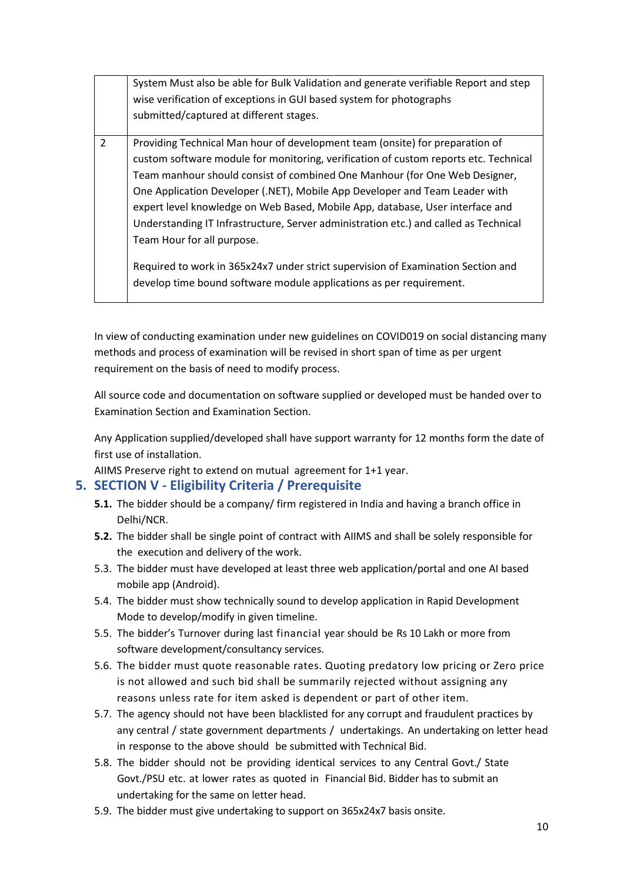| | |
|---|---|
| | System Must also be able for Bulk Validation and generate verifiable Report and step wise verification of exceptions in GUI based system for photographs submitted/captured at different stages. |
| 2 | Providing Technical Man hour of development team (onsite) for preparation of custom software module for monitoring, verification of custom reports etc. Technical Team manhour should consist of combined One Manhour (for One Web Designer, One Application Developer (.NET), Mobile App Developer and Team Leader with expert level knowledge on Web Based, Mobile App, database, User interface and Understanding IT Infrastructure, Server administration etc.) and called as Technical Team Hour for all purpose.<br><br>Required to work in 365x24x7 under strict supervision of Examination Section and develop time bound software module applications as per requirement. |

In view of conducting examination under new guidelines on COVID019 on social distancing many methods and process of examination will be revised in short span of time as per urgent requirement on the basis of need to modify process.

All source code and documentation on software supplied or developed must be handed over to Examination Section and Examination Section.

Any Application supplied/developed shall have support warranty for 12 months form the date of first use of installation.

AIIMS Preserve right to extend on mutual agreement for 1+1 year.

## 5. SECTION V - Eligibility Criteria / Prerequisite

**5.1.** The bidder should be a company/ firm registered in India and having a branch office in Delhi/NCR.

**5.2.** The bidder shall be single point of contract with AIIMS and shall be solely responsible for the execution and delivery of the work.

5.3. The bidder must have developed at least three web application/portal and one AI based mobile app (Android).

5.4. The bidder must show technically sound to develop application in Rapid Development Mode to develop/modify in given timeline.

5.5. The bidder's Turnover during last financial year should be Rs 10 Lakh or more from software development/consultancy services.

5.6. The bidder must quote reasonable rates. Quoting predatory low pricing or Zero price is not allowed and such bid shall be summarily rejected without assigning any reasons unless rate for item asked is dependent or part of other item.

5.7. The agency should not have been blacklisted for any corrupt and fraudulent practices by any central / state government departments / undertakings. An undertaking on letter head in response to the above should be submitted with Technical Bid.

5.8. The bidder should not be providing identical services to any Central Govt./ State Govt./PSU etc. at lower rates as quoted in Financial Bid. Bidder has to submit an undertaking for the same on letter head.

5.9. The bidder must give undertaking to support on 365x24x7 basis onsite.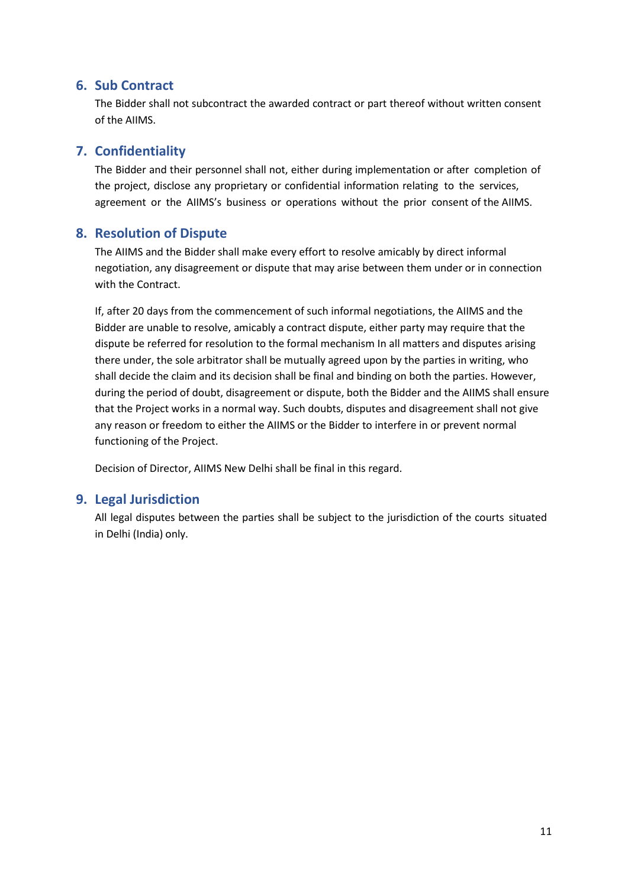## 6. Sub Contract

The Bidder shall not subcontract the awarded contract or part thereof without written consent of the AIIMS.

## 7. Confidentiality

The Bidder and their personnel shall not, either during implementation or after completion of the project, disclose any proprietary or confidential information relating to the services, agreement or the AIIMS's business or operations without the prior consent of the AIIMS.

## 8. Resolution of Dispute

The AIIMS and the Bidder shall make every effort to resolve amicably by direct informal negotiation, any disagreement or dispute that may arise between them under or in connection with the Contract.

If, after 20 days from the commencement of such informal negotiations, the AIIMS and the Bidder are unable to resolve, amicably a contract dispute, either party may require that the dispute be referred for resolution to the formal mechanism In all matters and disputes arising there under, the sole arbitrator shall be mutually agreed upon by the parties in writing, who shall decide the claim and its decision shall be final and binding on both the parties. However, during the period of doubt, disagreement or dispute, both the Bidder and the AIIMS shall ensure that the Project works in a normal way. Such doubts, disputes and disagreement shall not give any reason or freedom to either the AIIMS or the Bidder to interfere in or prevent normal functioning of the Project.

Decision of Director, AIIMS New Delhi shall be final in this regard.

## 9. Legal Jurisdiction

All legal disputes between the parties shall be subject to the jurisdiction of the courts situated in Delhi (India) only.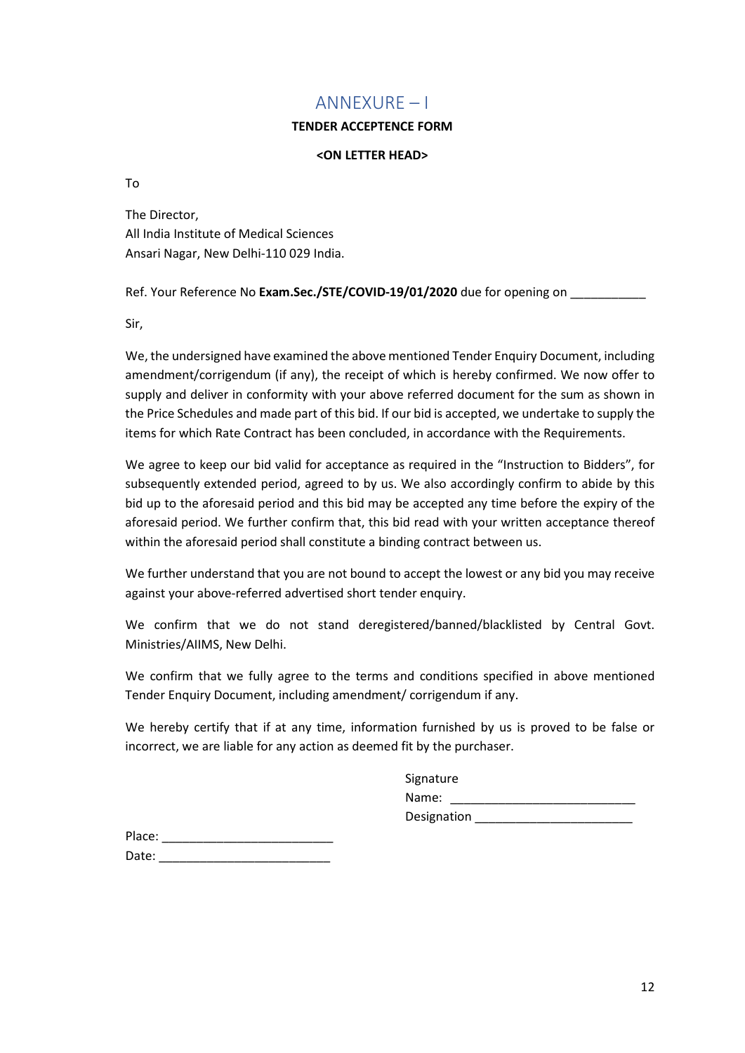# ANNEXURE – I

**TENDER ACCEPTENCE FORM**

**<ON LETTER HEAD>**

To

The Director,
All India Institute of Medical Sciences
Ansari Nagar, New Delhi-110 029 India.

Ref. Your Reference No **Exam.Sec./STE/COVID-19/01/2020** due for opening on ___________

Sir,

We, the undersigned have examined the above mentioned Tender Enquiry Document, including amendment/corrigendum (if any), the receipt of which is hereby confirmed. We now offer to supply and deliver in conformity with your above referred document for the sum as shown in the Price Schedules and made part of this bid. If our bid is accepted, we undertake to supply the items for which Rate Contract has been concluded, in accordance with the Requirements.

We agree to keep our bid valid for acceptance as required in the "Instruction to Bidders", for subsequently extended period, agreed to by us. We also accordingly confirm to abide by this bid up to the aforesaid period and this bid may be accepted any time before the expiry of the aforesaid period. We further confirm that, this bid read with your written acceptance thereof within the aforesaid period shall constitute a binding contract between us.

We further understand that you are not bound to accept the lowest or any bid you may receive against your above-referred advertised short tender enquiry.

We confirm that we do not stand deregistered/banned/blacklisted by Central Govt. Ministries/AIIMS, New Delhi.

We confirm that we fully agree to the terms and conditions specified in above mentioned Tender Enquiry Document, including amendment/ corrigendum if any.

We hereby certify that if at any time, information furnished by us is proved to be false or incorrect, we are liable for any action as deemed fit by the purchaser.

Signature
Name: ___________________________
Designation _______________________

Place: _________________________
Date: _________________________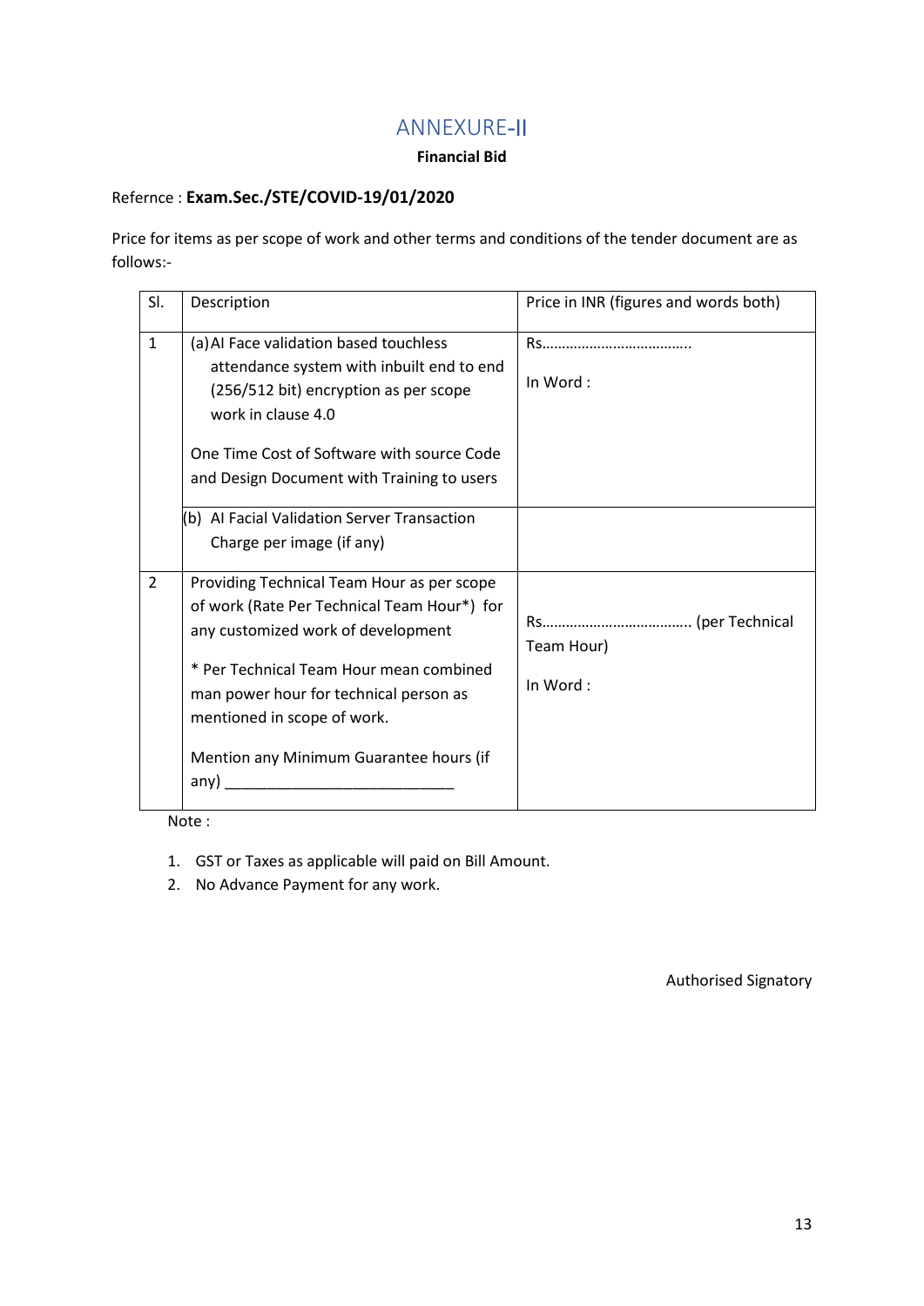# ANNEXURE-II

**Financial Bid**

Refernce : **Exam.Sec./STE/COVID-19/01/2020**

Price for items as per scope of work and other terms and conditions of the tender document are as follows:-

| Sl. | Description | Price in INR (figures and words both) |
|---|---|---|
| 1 | (a) AI Face validation based touchless attendance system with inbuilt end to end (256/512 bit) encryption as per scope work in clause 4.0<br><br>One Time Cost of Software with source Code and Design Document with Training to users | Rs………………………………..<br><br>In Word : |
| | (b) AI Facial Validation Server Transaction Charge per image (if any) | |
| 2 | Providing Technical Team Hour as per scope of work (Rate Per Technical Team Hour*) for any customized work of development<br><br>* Per Technical Team Hour mean combined man power hour for technical person as mentioned in scope of work.<br><br>Mention any Minimum Guarantee hours (if any) ___________________________ | Rs……………………………… (per Technical Team Hour)<br><br>In Word : |

Note :

1. GST or Taxes as applicable will paid on Bill Amount.
2. No Advance Payment for any work.

Authorised Signatory